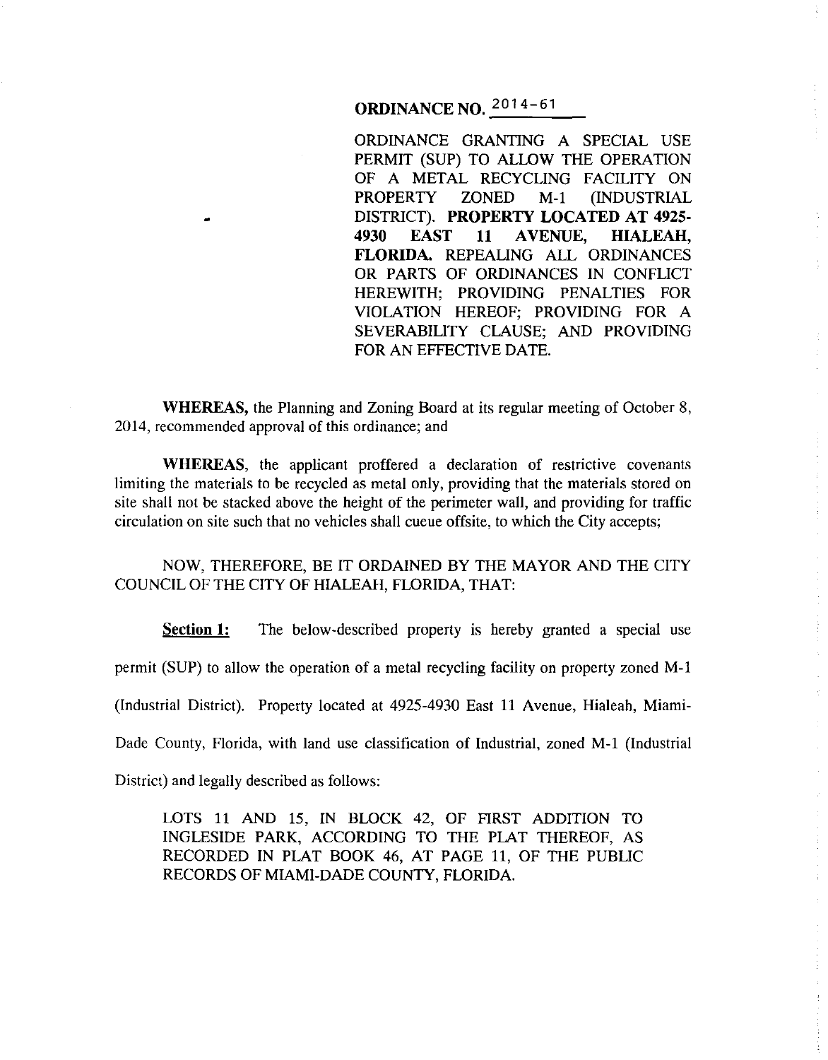# ORDINANCE NO. 2014-61

ORDINANCE GRANTING A SPECIAL USE PERMIT (SUP) TO ALLOW THE OPERATION OF A METAL RECYCLING FACILITY ON PROPERTY ZONED M-1 (INDUSTRIAL DISTRICT). **PROPERTY LOCATED AT 4925-4930 EAST 11 AVENUE, HIALEAH, FLORIDA.** REPEALING ALL ORDINANCES OR PARTS OF ORDINANCES IN CONFLICT HEREWITH; PROVIDING PENALTIES FOR VIOLATION HEREOF; PROVIDING FOR A SEVERABILITY CLAUSE; AND PROVIDING FOR AN EFFECTIVE DATE.

**WHEREAS,** the Planning and Zoning Board at its regular meeting of October 8, 2014, recommended approval of this ordinance; and

**WHEREAS**, the applicant proffered a declaration of restrictive covenants limiting the materials to be recycled as metal only, providing that the materials stored on site shall not be stacked above the height of the perimeter wall, and providing for traffic circulation on site such that no vehicles shall cueue offsite, to which the City accepts;

NOW, THEREFORE, BE IT ORDAINED BY THE MAYOR AND THE CITY COUNCIL OF THE CITY OF HIALEAH, FLORIDA, THAT:

**Section 1:** The below-described property is hereby granted a special use permit (SUP) to allow the operation of a metal recycling facility on property zoned M-1 (Industrial District). Property located at 4925-4930 East 11 Avenue, Hialeah, Miami-Dade County, Florida, with land use classification of Industrial, zoned M-1 (Industrial District) and legally described as follows:

LOTS 11 AND 15, IN BLOCK 42, OF FIRST ADDITION TO INGLESIDE PARK, ACCORDING TO THE PLAT THEREOF, AS RECORDED IN PLAT BOOK 46, AT PAGE 11, OF THE PUBLIC RECORDS OF MIAMI-DADE COUNTY, FLORIDA.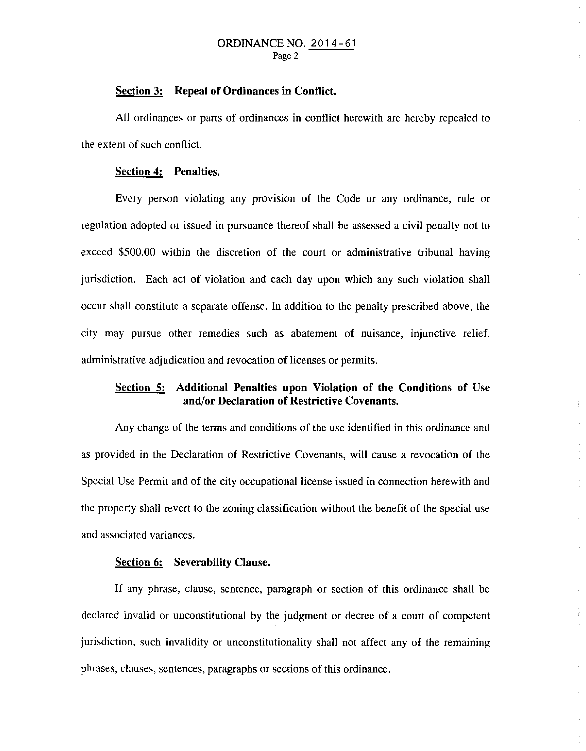**Section 3: Repeal of Ordinances in Conflict.**

All ordinances or parts of ordinances in conflict herewith are hereby repealed to the extent of such conflict.

**Section 4: Penalties.**

Every person violating any provision of the Code or any ordinance, rule or regulation adopted or issued in pursuance thereof shall be assessed a civil penalty not to exceed $500.00 within the discretion of the court or administrative tribunal having jurisdiction. Each act of violation and each day upon which any such violation shall occur shall constitute a separate offense. In addition to the penalty prescribed above, the city may pursue other remedies such as abatement of nuisance, injunctive relief, administrative adjudication and revocation of licenses or permits.

**Section 5: Additional Penalties upon Violation of the Conditions of Use and/or Declaration of Restrictive Covenants.**

Any change of the terms and conditions of the use identified in this ordinance and as provided in the Declaration of Restrictive Covenants, will cause a revocation of the Special Use Permit and of the city occupational license issued in connection herewith and the property shall revert to the zoning classification without the benefit of the special use and associated variances.

**Section 6: Severability Clause.**

If any phrase, clause, sentence, paragraph or section of this ordinance shall be declared invalid or unconstitutional by the judgment or decree of a court of competent jurisdiction, such invalidity or unconstitutionality shall not affect any of the remaining phrases, clauses, sentences, paragraphs or sections of this ordinance.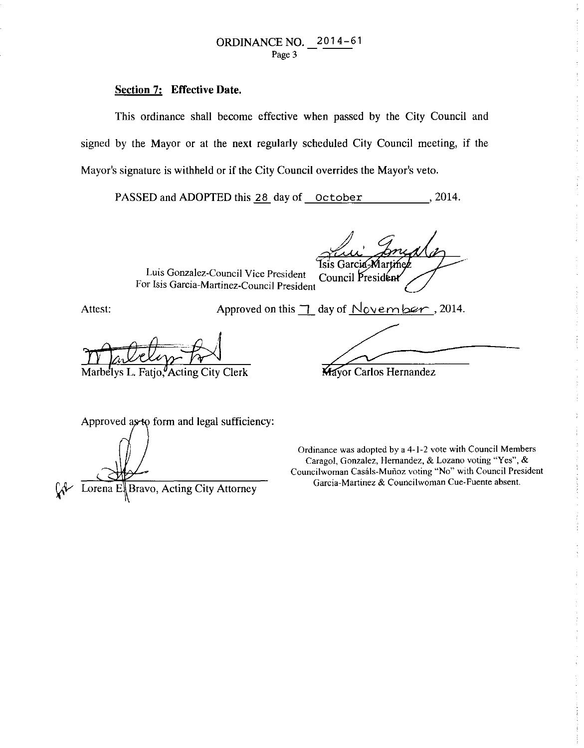ORDINANCE NO. 2014-61

Page 3

**Section 7: Effective Date.**

This ordinance shall become effective when passed by the City Council and signed by the Mayor or at the next regularly scheduled City Council meeting, if the Mayor's signature is withheld or if the City Council overrides the Mayor's veto.

PASSED and ADOPTED this 28 day of October, 2014.

Luis Gonzalez-Council Vice President
For Isis Garcia-Martinez-Council President

Isis Garcia-Martinez
Council President

Attest:

Approved on this 7 day of November, 2014.

Marbelys L. Fatjo, Acting City Clerk

Mayor Carlos Hernandez

Approved as to form and legal sufficiency:

Lorena E. Bravo, Acting City Attorney

Ordinance was adopted by a 4-1-2 vote with Council Members Caragol, Gonzalez, Hernandez, & Lozano voting "Yes", & Councilwoman Casáls-Muñoz voting "No" with Council President Garcia-Martinez & Councilwoman Cue-Fuente absent.